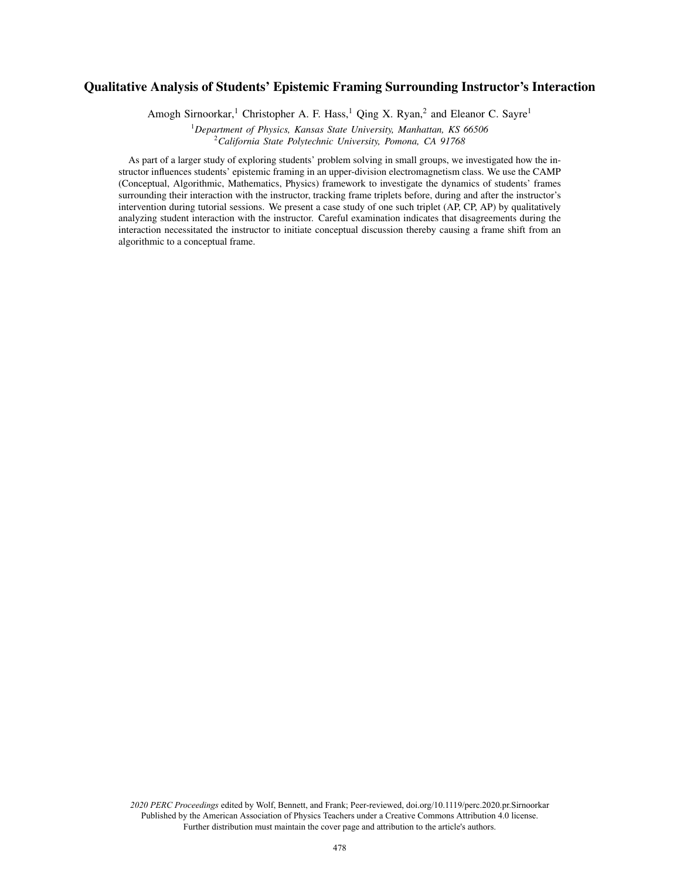# Qualitative Analysis of Students' Epistemic Framing Surrounding Instructor's Interaction

Amogh Sirnoorkar,[1] Christopher A. F. Hass,[1] Qing X. Ryan,[2] and Eleanor C. Sayre[1]

[1]*Department of Physics, Kansas State University, Manhattan, KS 66506*
[2]*California State Polytechnic University, Pomona, CA 91768*

As part of a larger study of exploring students' problem solving in small groups, we investigated how the instructor influences students' epistemic framing in an upper-division electromagnetism class. We use the CAMP (Conceptual, Algorithmic, Mathematics, Physics) framework to investigate the dynamics of students' frames surrounding their interaction with the instructor, tracking frame triplets before, during and after the instructor's intervention during tutorial sessions. We present a case study of one such triplet (AP, CP, AP) by qualitatively analyzing student interaction with the instructor. Careful examination indicates that disagreements during the interaction necessitated the instructor to initiate conceptual discussion thereby causing a frame shift from an algorithmic to a conceptual frame.

*2020 PERC Proceedings* edited by Wolf, Bennett, and Frank; Peer-reviewed, doi.org/10.1119/perc.2020.pr.Sirnoorkar
Published by the American Association of Physics Teachers under a Creative Commons Attribution 4.0 license.
Further distribution must maintain the cover page and attribution to the article's authors.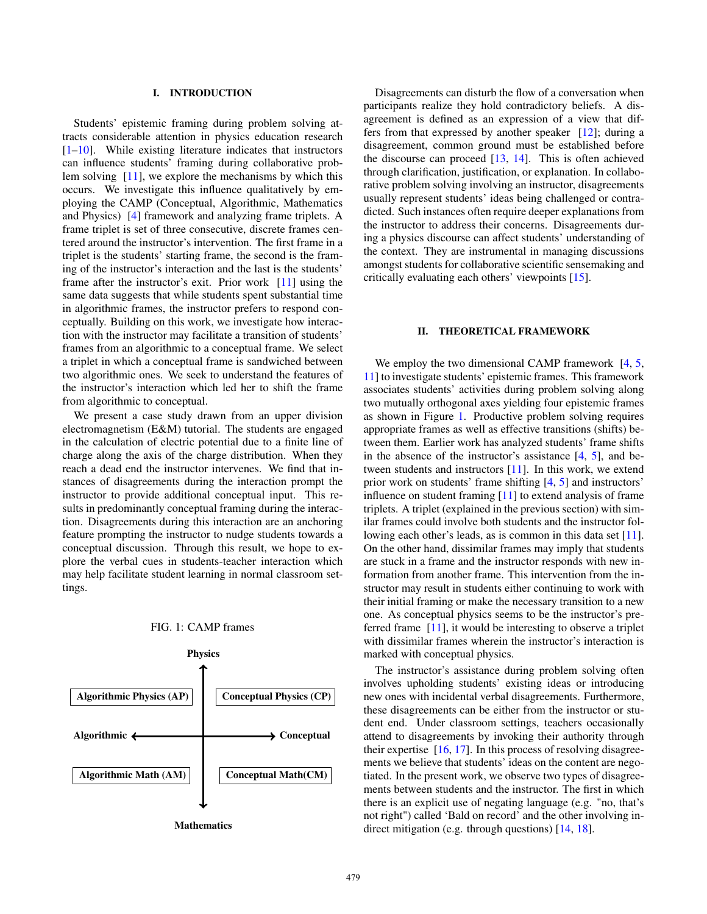## I. INTRODUCTION

Students' epistemic framing during problem solving attracts considerable attention in physics education research [1–10]. While existing literature indicates that instructors can influence students' framing during collaborative problem solving [11], we explore the mechanisms by which this occurs. We investigate this influence qualitatively by employing the CAMP (Conceptual, Algorithmic, Mathematics and Physics) [4] framework and analyzing frame triplets. A frame triplet is set of three consecutive, discrete frames centered around the instructor's intervention. The first frame in a triplet is the students' starting frame, the second is the framing of the instructor's interaction and the last is the students' frame after the instructor's exit. Prior work [11] using the same data suggests that while students spent substantial time in algorithmic frames, the instructor prefers to respond conceptually. Building on this work, we investigate how interaction with the instructor may facilitate a transition of students' frames from an algorithmic to a conceptual frame. We select a triplet in which a conceptual frame is sandwiched between two algorithmic ones. We seek to understand the features of the instructor's interaction which led her to shift the frame from algorithmic to conceptual.

We present a case study drawn from an upper division electromagnetism (E&M) tutorial. The students are engaged in the calculation of electric potential due to a finite line of charge along the axis of the charge distribution. When they reach a dead end the instructor intervenes. We find that instances of disagreements during the interaction prompt the instructor to provide additional conceptual input. This results in predominantly conceptual framing during the interaction. Disagreements during this interaction are an anchoring feature prompting the instructor to nudge students towards a conceptual discussion. Through this result, we hope to explore the verbal cues in students-teacher interaction which may help facilitate student learning in normal classroom settings.

FIG. 1: CAMP frames

| | Physics | |
|---|---|---|
| Algorithmic Physics (AP) | | Conceptual Physics (CP) |
| Algorithmic ← | | → Conceptual |
| Algorithmic Math (AM) | | Conceptual Math(CM) |
| | Mathematics | |

Disagreements can disturb the flow of a conversation when participants realize they hold contradictory beliefs. A disagreement is defined as an expression of a view that differs from that expressed by another speaker [12]; during a disagreement, common ground must be established before the discourse can proceed [13, 14]. This is often achieved through clarification, justification, or explanation. In collaborative problem solving involving an instructor, disagreements usually represent students' ideas being challenged or contradicted. Such instances often require deeper explanations from the instructor to address their concerns. Disagreements during a physics discourse can affect students' understanding of the context. They are instrumental in managing discussions amongst students for collaborative scientific sensemaking and critically evaluating each others' viewpoints [15].

## II. THEORETICAL FRAMEWORK

We employ the two dimensional CAMP framework [4, 5, 11] to investigate students' epistemic frames. This framework associates students' activities during problem solving along two mutually orthogonal axes yielding four epistemic frames as shown in Figure 1. Productive problem solving requires appropriate frames as well as effective transitions (shifts) between them. Earlier work has analyzed students' frame shifts in the absence of the instructor's assistance [4, 5], and between students and instructors [11]. In this work, we extend prior work on students' frame shifting [4, 5] and instructors' influence on student framing [11] to extend analysis of frame triplets. A triplet (explained in the previous section) with similar frames could involve both students and the instructor following each other's leads, as is common in this data set [11]. On the other hand, dissimilar frames may imply that students are stuck in a frame and the instructor responds with new information from another frame. This intervention from the instructor may result in students either continuing to work with their initial framing or make the necessary transition to a new one. As conceptual physics seems to be the instructor's preferred frame [11], it would be interesting to observe a triplet with dissimilar frames wherein the instructor's interaction is marked with conceptual physics.

The instructor's assistance during problem solving often involves upholding students' existing ideas or introducing new ones with incidental verbal disagreements. Furthermore, these disagreements can be either from the instructor or student end. Under classroom settings, teachers occasionally attend to disagreements by invoking their authority through their expertise [16, 17]. In this process of resolving disagreements we believe that students' ideas on the content are negotiated. In the present work, we observe two types of disagreements between students and the instructor. The first in which there is an explicit use of negating language (e.g. "no, that's not right") called 'Bald on record' and the other involving indirect mitigation (e.g. through questions) [14, 18].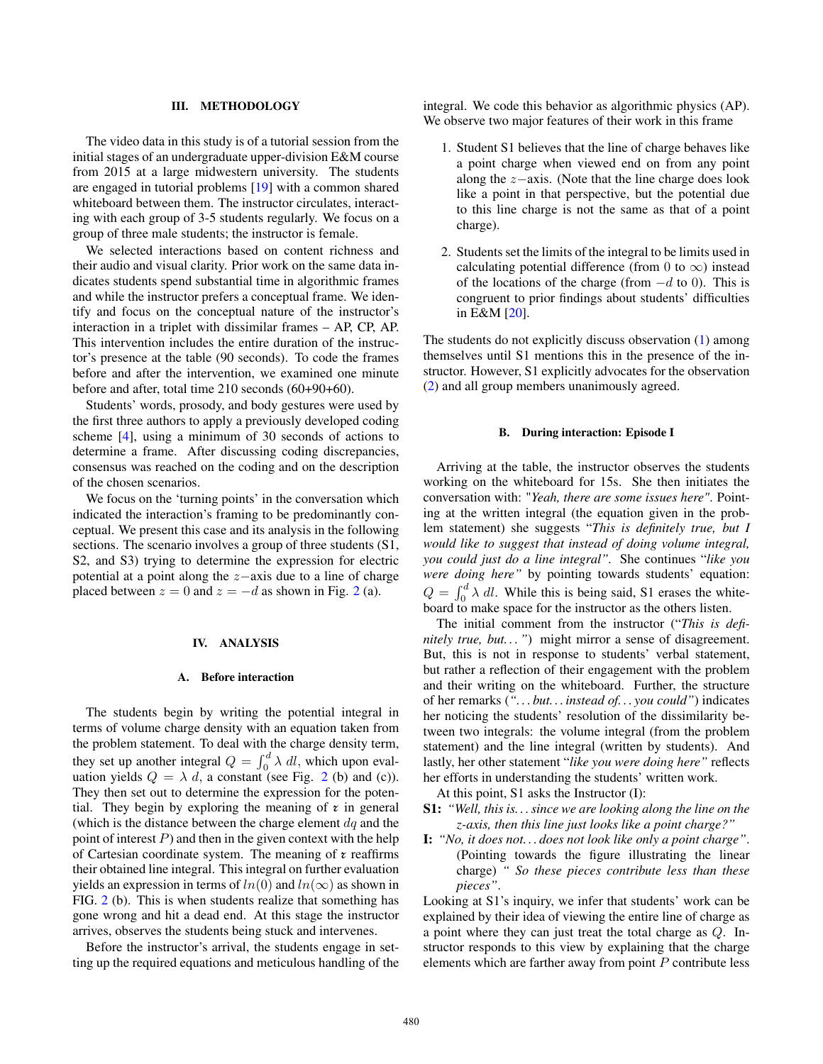## III. METHODOLOGY

The video data in this study is of a tutorial session from the initial stages of an undergraduate upper-division E&M course from 2015 at a large midwestern university. The students are engaged in tutorial problems [19] with a common shared whiteboard between them. The instructor circulates, interacting with each group of 3-5 students regularly. We focus on a group of three male students; the instructor is female.

We selected interactions based on content richness and their audio and visual clarity. Prior work on the same data indicates students spend substantial time in algorithmic frames and while the instructor prefers a conceptual frame. We identify and focus on the conceptual nature of the instructor's interaction in a triplet with dissimilar frames – AP, CP, AP. This intervention includes the entire duration of the instructor's presence at the table (90 seconds). To code the frames before and after the intervention, we examined one minute before and after, total time 210 seconds (60+90+60).

Students' words, prosody, and body gestures were used by the first three authors to apply a previously developed coding scheme [4], using a minimum of 30 seconds of actions to determine a frame. After discussing coding discrepancies, consensus was reached on the coding and on the description of the chosen scenarios.

We focus on the 'turning points' in the conversation which indicated the interaction's framing to be predominantly conceptual. We present this case and its analysis in the following sections. The scenario involves a group of three students (S1, S2, and S3) trying to determine the expression for electric potential at a point along the $z-$axis due to a line of charge placed between $z = 0$ and $z = -d$ as shown in Fig. 2 (a).

## IV. ANALYSIS

### A. Before interaction

The students begin by writing the potential integral in terms of volume charge density with an equation taken from the problem statement. To deal with the charge density term, they set up another integral $Q = \int_0^d \lambda \, dl$, which upon evaluation yields $Q = \lambda \, d$, a constant (see Fig. 2 (b) and (c)). They then set out to determine the expression for the potential. They begin by exploring the meaning of $\mathscr{r}$ in general (which is the distance between the charge element $dq$ and the point of interest $P$) and then in the given context with the help of Cartesian coordinate system. The meaning of $\mathscr{r}$ reaffirms their obtained line integral. This integral on further evaluation yields an expression in terms of $ln(0)$ and $ln(\infty)$ as shown in FIG. 2 (b). This is when students realize that something has gone wrong and hit a dead end. At this stage the instructor arrives, observes the students being stuck and intervenes.

Before the instructor's arrival, the students engage in setting up the required equations and meticulous handling of the integral. We code this behavior as algorithmic physics (AP). We observe two major features of their work in this frame

1. Student S1 believes that the line of charge behaves like a point charge when viewed end on from any point along the $z-$axis. (Note that the line charge does look like a point in that perspective, but the potential due to this line charge is not the same as that of a point charge).

2. Students set the limits of the integral to be limits used in calculating potential difference (from 0 to $\infty$) instead of the locations of the charge (from $-d$ to 0). This is congruent to prior findings about students' difficulties in E&M [20].

The students do not explicitly discuss observation (1) among themselves until S1 mentions this in the presence of the instructor. However, S1 explicitly advocates for the observation (2) and all group members unanimously agreed.

### B. During interaction: Episode I

Arriving at the table, the instructor observes the students working on the whiteboard for 15s. She then initiates the conversation with: "*Yeah, there are some issues here*". Pointing at the written integral (the equation given in the problem statement) she suggests "*This is definitely true, but I would like to suggest that instead of doing volume integral, you could just do a line integral*". She continues "*like you were doing here*" by pointing towards students' equation: $Q = \int_0^d \lambda \, dl$. While this is being said, S1 erases the whiteboard to make space for the instructor as the others listen.

The initial comment from the instructor ("*This is definitely true, but...*") might mirror a sense of disagreement. But, this is not in response to students' verbal statement, but rather a reflection of their engagement with the problem and their writing on the whiteboard. Further, the structure of her remarks (*"...but...instead of...you could"*) indicates her noticing the students' resolution of the dissimilarity between two integrals: the volume integral (from the problem statement) and the line integral (written by students). And lastly, her other statement "*like you were doing here*" reflects her efforts in understanding the students' written work.

At this point, S1 asks the Instructor (I):

**S1:** *"Well, this is... since we are looking along the line on the z-axis, then this line just looks like a point charge?"*

**I:** *"No, it does not... does not look like only a point charge"*. (Pointing towards the figure illustrating the linear charge) *" So these pieces contribute less than these pieces"*.

Looking at S1's inquiry, we infer that students' work can be explained by their idea of viewing the entire line of charge as a point where they can just treat the total charge as $Q$. Instructor responds to this view by explaining that the charge elements which are farther away from point $P$ contribute less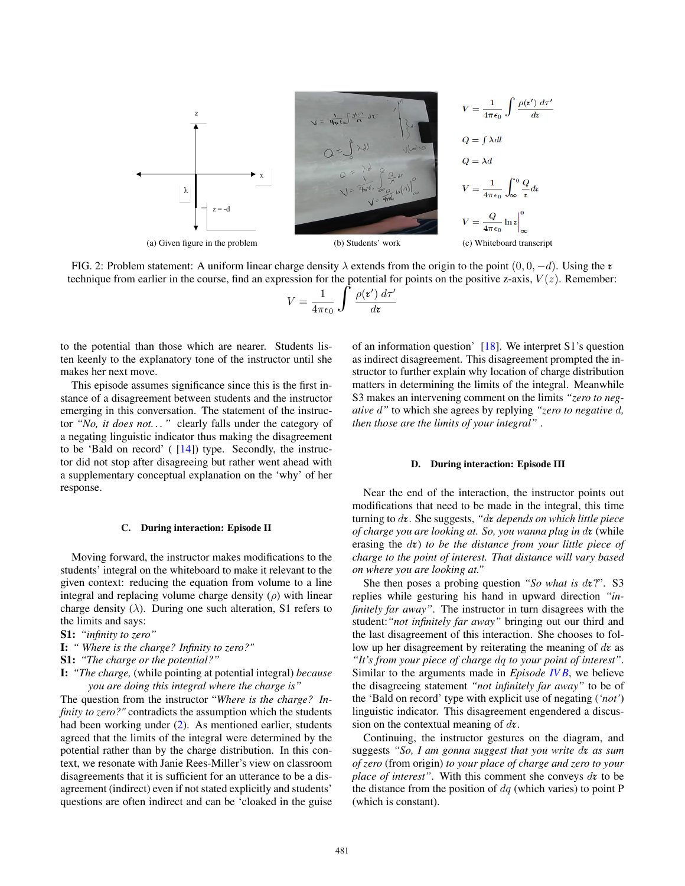$$V = \frac{1}{4\pi\epsilon_0}\int \frac{\rho(\mathfrak{r}')\, d\tau'}{d\mathfrak{r}}$$

$$Q = \int \lambda dl$$

$$Q = \lambda d$$

$$V = \frac{1}{4\pi\epsilon_0}\int_{\infty}^{0} \frac{Q}{\mathfrak{r}} d\mathfrak{r}$$

$$V = \frac{Q}{4\pi\epsilon_0} \ln \mathfrak{r}\Big|_{\infty}^{0}$$

(a) Given figure in the problem (b) Students' work (c) Whiteboard transcript

FIG. 2: Problem statement: A uniform linear charge density $\lambda$ extends from the origin to the point $(0, 0, -d)$. Using the $\mathfrak{r}$ technique from earlier in the course, find an expression for the potential for points on the positive z-axis, $V(z)$. Remember:

$$V = \frac{1}{4\pi\epsilon_0}\int \frac{\rho(\mathfrak{r}')\, d\tau'}{d\mathfrak{r}}$$

to the potential than those which are nearer. Students listen keenly to the explanatory tone of the instructor until she makes her next move.

This episode assumes significance since this is the first instance of a disagreement between students and the instructor emerging in this conversation. The statement of the instructor *"No, it does not..."* clearly falls under the category of a negating linguistic indicator thus making the disagreement to be 'Bald on record' ( [14]) type. Secondly, the instructor did not stop after disagreeing but rather went ahead with a supplementary conceptual explanation on the 'why' of her response.

### C. During interaction: Episode II

Moving forward, the instructor makes modifications to the students' integral on the whiteboard to make it relevant to the given context: reducing the equation from volume to a line integral and replacing volume charge density ($\rho$) with linear charge density ($\lambda$). During one such alteration, S1 refers to the limits and says:

**S1:** *"infinity to zero"*
**I:** *" Where is the charge? Infinity to zero?"*
**S1:** *"The charge or the potential?"*
**I:** *"The charge,* (while pointing at potential integral) *because you are doing this integral where the charge is"*

The question from the instructor "*Where is the charge? Infinity to zero?"* contradicts the assumption which the students had been working under (2). As mentioned earlier, students agreed that the limits of the integral were determined by the potential rather than by the charge distribution. In this context, we resonate with Janie Rees-Miller's view on classroom disagreements that it is sufficient for an utterance to be a disagreement (indirect) even if not stated explicitly and students' questions are often indirect and can be 'cloaked in the guise of an information question' [18]. We interpret S1's question as indirect disagreement. This disagreement prompted the instructor to further explain why location of charge distribution matters in determining the limits of the integral. Meanwhile S3 makes an intervening comment on the limits *"zero to negative d"* to which she agrees by replying *"zero to negative d, then those are the limits of your integral"* .

### D. During interaction: Episode III

Near the end of the interaction, the instructor points out modifications that need to be made in the integral, this time turning to $d\mathfrak{r}$. She suggests, *"$d\mathfrak{r}$ depends on which little piece of charge you are looking at. So, you wanna plug in $d\mathfrak{r}$* (while erasing the $d\mathfrak{r}$) *to be the distance from your little piece of charge to the point of interest. That distance will vary based on where you are looking at."*

She then poses a probing question *"So what is $d\mathfrak{r}$?"*. S3 replies while gesturing his hand in upward direction *"infinitely far away"*. The instructor in turn disagrees with the student:*"not infinitely far away"* bringing out our third and the last disagreement of this interaction. She chooses to follow up her disagreement by reiterating the meaning of $d\mathfrak{r}$ as *"It's from your piece of charge $dq$ to your point of interest"*. Similar to the arguments made in *Episode IV B*, we believe the disagreeing statement *"not infinitely far away"* to be of the 'Bald on record' type with explicit use of negating (*'not'*) linguistic indicator. This disagreement engendered a discussion on the contextual meaning of $d\mathfrak{r}$.

Continuing, the instructor gestures on the diagram, and suggests *"So, I am gonna suggest that you write $d\mathfrak{r}$ as sum of zero* (from origin) *to your place of charge and zero to your place of interest"*. With this comment she conveys $d\mathfrak{r}$ to be the distance from the position of $dq$ (which varies) to point P (which is constant).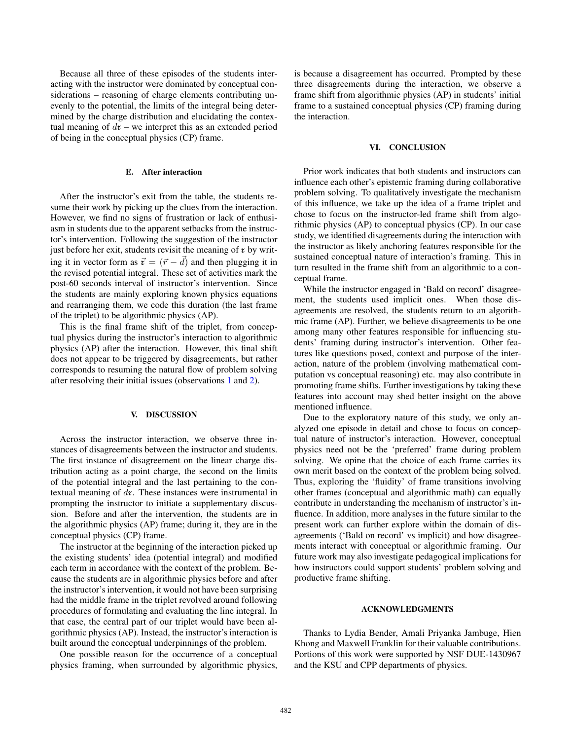Because all three of these episodes of the students interacting with the instructor were dominated by conceptual considerations – reasoning of charge elements contributing unevenly to the potential, the limits of the integral being determined by the charge distribution and elucidating the contextual meaning of $d\mathfrak{r}$ – we interpret this as an extended period of being in the conceptual physics (CP) frame.

### E. After interaction

After the instructor's exit from the table, the students resume their work by picking up the clues from the interaction. However, we find no signs of frustration or lack of enthusiasm in students due to the apparent setbacks from the instructor's intervention. Following the suggestion of the instructor just before her exit, students revisit the meaning of $\mathfrak{r}$ by writing it in vector form as $\vec{\mathfrak{r}} = (\vec{r} - \vec{d})$ and then plugging it in the revised potential integral. These set of activities mark the post-60 seconds interval of instructor's intervention. Since the students are mainly exploring known physics equations and rearranging them, we code this duration (the last frame of the triplet) to be algorithmic physics (AP).

This is the final frame shift of the triplet, from conceptual physics during the instructor's interaction to algorithmic physics (AP) after the interaction. However, this final shift does not appear to be triggered by disagreements, but rather corresponds to resuming the natural flow of problem solving after resolving their initial issues (observations 1 and 2).

## V. DISCUSSION

Across the instructor interaction, we observe three instances of disagreements between the instructor and students. The first instance of disagreement on the linear charge distribution acting as a point charge, the second on the limits of the potential integral and the last pertaining to the contextual meaning of $d\mathfrak{r}$. These instances were instrumental in prompting the instructor to initiate a supplementary discussion. Before and after the intervention, the students are in the algorithmic physics (AP) frame; during it, they are in the conceptual physics (CP) frame.

The instructor at the beginning of the interaction picked up the existing students' idea (potential integral) and modified each term in accordance with the context of the problem. Because the students are in algorithmic physics before and after the instructor's intervention, it would not have been surprising had the middle frame in the triplet revolved around following procedures of formulating and evaluating the line integral. In that case, the central part of our triplet would have been algorithmic physics (AP). Instead, the instructor's interaction is built around the conceptual underpinnings of the problem.

One possible reason for the occurrence of a conceptual physics framing, when surrounded by algorithmic physics, is because a disagreement has occurred. Prompted by these three disagreements during the interaction, we observe a frame shift from algorithmic physics (AP) in students' initial frame to a sustained conceptual physics (CP) framing during the interaction.

## VI. CONCLUSION

Prior work indicates that both students and instructors can influence each other's epistemic framing during collaborative problem solving. To qualitatively investigate the mechanism of this influence, we take up the idea of a frame triplet and chose to focus on the instructor-led frame shift from algorithmic physics (AP) to conceptual physics (CP). In our case study, we identified disagreements during the interaction with the instructor as likely anchoring features responsible for the sustained conceptual nature of interaction's framing. This in turn resulted in the frame shift from an algorithmic to a conceptual frame.

While the instructor engaged in 'Bald on record' disagreement, the students used implicit ones. When those disagreements are resolved, the students return to an algorithmic frame (AP). Further, we believe disagreements to be one among many other features responsible for influencing students' framing during instructor's intervention. Other features like questions posed, context and purpose of the interaction, nature of the problem (involving mathematical computation vs conceptual reasoning) etc. may also contribute in promoting frame shifts. Further investigations by taking these features into account may shed better insight on the above mentioned influence.

Due to the exploratory nature of this study, we only analyzed one episode in detail and chose to focus on conceptual nature of instructor's interaction. However, conceptual physics need not be the 'preferred' frame during problem solving. We opine that the choice of each frame carries its own merit based on the context of the problem being solved. Thus, exploring the 'fluidity' of frame transitions involving other frames (conceptual and algorithmic math) can equally contribute in understanding the mechanism of instructor's influence. In addition, more analyses in the future similar to the present work can further explore within the domain of disagreements ('Bald on record' vs implicit) and how disagreements interact with conceptual or algorithmic framing. Our future work may also investigate pedagogical implications for how instructors could support students' problem solving and productive frame shifting.

## ACKNOWLEDGMENTS

Thanks to Lydia Bender, Amali Priyanka Jambuge, Hien Khong and Maxwell Franklin for their valuable contributions. Portions of this work were supported by NSF DUE-1430967 and the KSU and CPP departments of physics.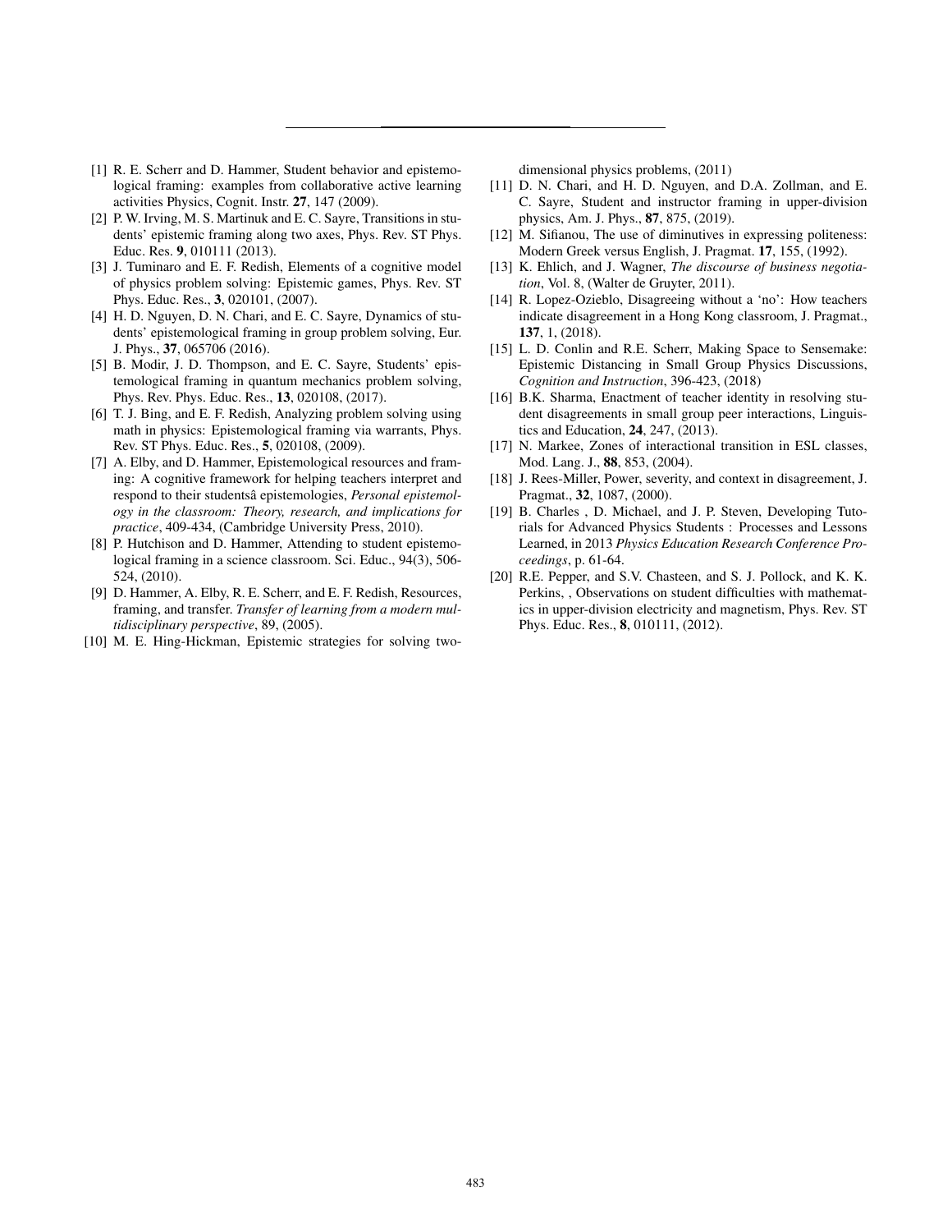[1] R. E. Scherr and D. Hammer, Student behavior and epistemological framing: examples from collaborative active learning activities Physics, Cognit. Instr. **27**, 147 (2009).

[2] P. W. Irving, M. S. Martinuk and E. C. Sayre, Transitions in students' epistemic framing along two axes, Phys. Rev. ST Phys. Educ. Res. **9**, 010111 (2013).

[3] J. Tuminaro and E. F. Redish, Elements of a cognitive model of physics problem solving: Epistemic games, Phys. Rev. ST Phys. Educ. Res., **3**, 020101, (2007).

[4] H. D. Nguyen, D. N. Chari, and E. C. Sayre, Dynamics of students' epistemological framing in group problem solving, Eur. J. Phys., **37**, 065706 (2016).

[5] B. Modir, J. D. Thompson, and E. C. Sayre, Students' epistemological framing in quantum mechanics problem solving, Phys. Rev. Phys. Educ. Res., **13**, 020108, (2017).

[6] T. J. Bing, and E. F. Redish, Analyzing problem solving using math in physics: Epistemological framing via warrants, Phys. Rev. ST Phys. Educ. Res., **5**, 020108, (2009).

[7] A. Elby, and D. Hammer, Epistemological resources and framing: A cognitive framework for helping teachers interpret and respond to their studentsâ epistemologies, *Personal epistemology in the classroom: Theory, research, and implications for practice*, 409-434, (Cambridge University Press, 2010).

[8] P. Hutchison and D. Hammer, Attending to student epistemological framing in a science classroom. Sci. Educ., 94(3), 506-524, (2010).

[9] D. Hammer, A. Elby, R. E. Scherr, and E. F. Redish, Resources, framing, and transfer. *Transfer of learning from a modern multidisciplinary perspective*, 89, (2005).

[10] M. E. Hing-Hickman, Epistemic strategies for solving two-dimensional physics problems, (2011)

[11] D. N. Chari, and H. D. Nguyen, and D.A. Zollman, and E. C. Sayre, Student and instructor framing in upper-division physics, Am. J. Phys., **87**, 875, (2019).

[12] M. Sifianou, The use of diminutives in expressing politeness: Modern Greek versus English, J. Pragmat. **17**, 155, (1992).

[13] K. Ehlich, and J. Wagner, *The discourse of business negotiation*, Vol. 8, (Walter de Gruyter, 2011).

[14] R. Lopez-Ozieblo, Disagreeing without a 'no': How teachers indicate disagreement in a Hong Kong classroom, J. Pragmat., **137**, 1, (2018).

[15] L. D. Conlin and R.E. Scherr, Making Space to Sensemake: Epistemic Distancing in Small Group Physics Discussions, *Cognition and Instruction*, 396-423, (2018)

[16] B.K. Sharma, Enactment of teacher identity in resolving student disagreements in small group peer interactions, Linguistics and Education, **24**, 247, (2013).

[17] N. Markee, Zones of interactional transition in ESL classes, Mod. Lang. J., **88**, 853, (2004).

[18] J. Rees-Miller, Power, severity, and context in disagreement, J. Pragmat., **32**, 1087, (2000).

[19] B. Charles , D. Michael, and J. P. Steven, Developing Tutorials for Advanced Physics Students : Processes and Lessons Learned, in 2013 *Physics Education Research Conference Proceedings*, p. 61-64.

[20] R.E. Pepper, and S.V. Chasteen, and S. J. Pollock, and K. K. Perkins, , Observations on student difficulties with mathematics in upper-division electricity and magnetism, Phys. Rev. ST Phys. Educ. Res., **8**, 010111, (2012).